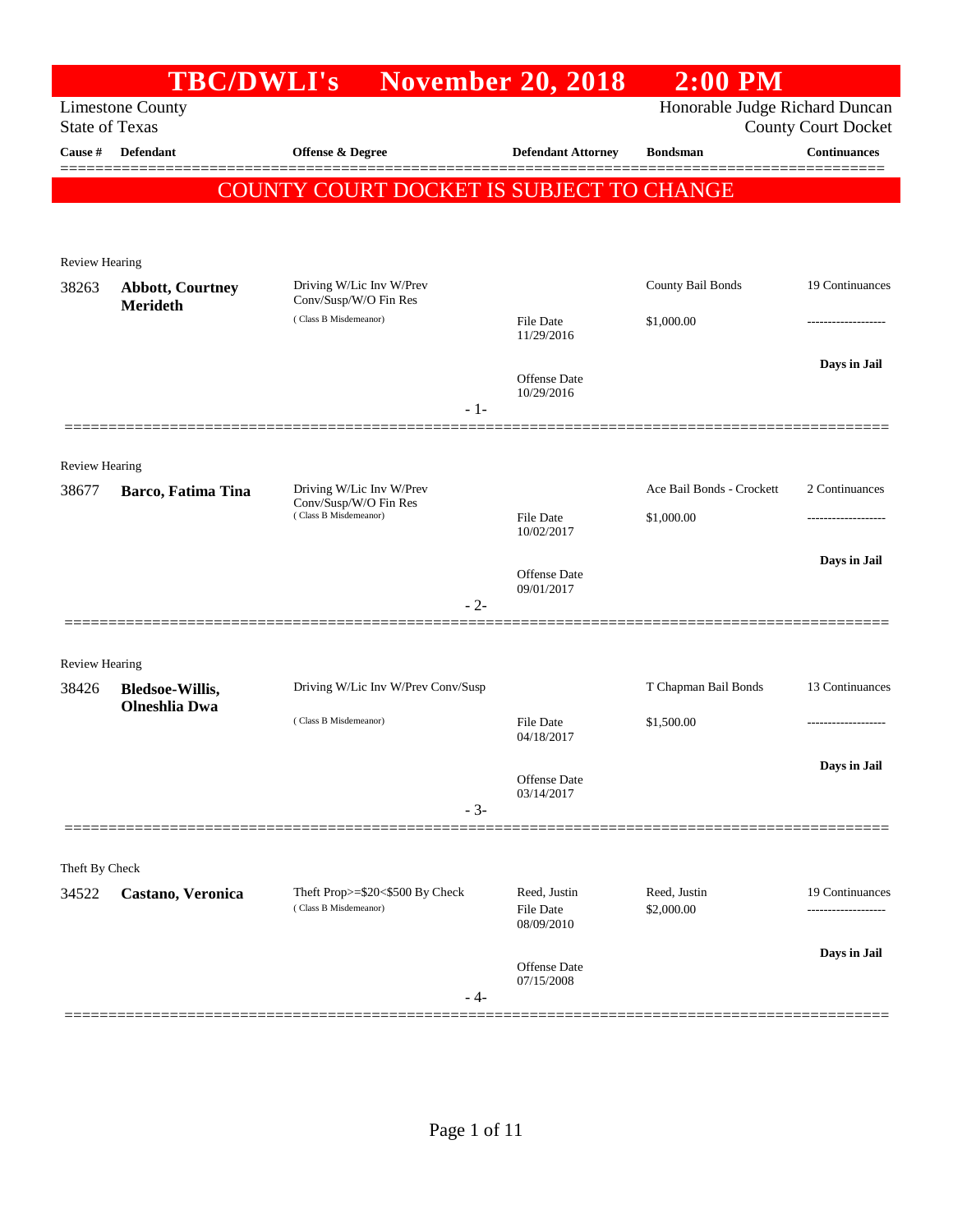# TBC/DWLI's November 20, 2018 2:00 PM

Limestone County
State of Texas

Honorable Judge Richard Duncan
County Court Docket

| Cause # | Defendant | Offense & Degree | Defendant Attorney | Bondsman | Continuances |
|---|---|---|---|---|---|

**COUNTY COURT DOCKET IS SUBJECT TO CHANGE**

Review Hearing

| Cause # | Defendant | Offense & Degree | Defendant Attorney | Bondsman | Continuances |
|---|---|---|---|---|---|
| 38263 | **Abbott, Courtney Merideth** | Driving W/Lic Inv W/Prev Conv/Susp/W/O Fin Res (Class B Misdemeanor) | File Date 11/29/2016; Offense Date 10/29/2016 | County Bail Bonds; $1,000.00 | 19 Continuances; ------------------- ; **Days in Jail** |

- 1-

Review Hearing

| Cause # | Defendant | Offense & Degree | Defendant Attorney | Bondsman | Continuances |
|---|---|---|---|---|---|
| 38677 | **Barco, Fatima Tina** | Driving W/Lic Inv W/Prev Conv/Susp/W/O Fin Res (Class B Misdemeanor) | File Date 10/02/2017; Offense Date 09/01/2017 | Ace Bail Bonds - Crockett; $1,000.00 | 2 Continuances; ------------------- ; **Days in Jail** |

- 2-

Review Hearing

| Cause # | Defendant | Offense & Degree | Defendant Attorney | Bondsman | Continuances |
|---|---|---|---|---|---|
| 38426 | **Bledsoe-Willis, Olneshlia Dwa** | Driving W/Lic Inv W/Prev Conv/Susp (Class B Misdemeanor) | File Date 04/18/2017; Offense Date 03/14/2017 | T Chapman Bail Bonds; $1,500.00 | 13 Continuances; ------------------- ; **Days in Jail** |

- 3-

Theft By Check

| Cause # | Defendant | Offense & Degree | Defendant Attorney | Bondsman | Continuances |
|---|---|---|---|---|---|
| 34522 | **Castano, Veronica** | Theft Prop>=$20<$500 By Check (Class B Misdemeanor) | Reed, Justin; File Date 08/09/2010; Offense Date 07/15/2008 | Reed, Justin; $2,000.00 | 19 Continuances; ------------------- ; **Days in Jail** |

- 4-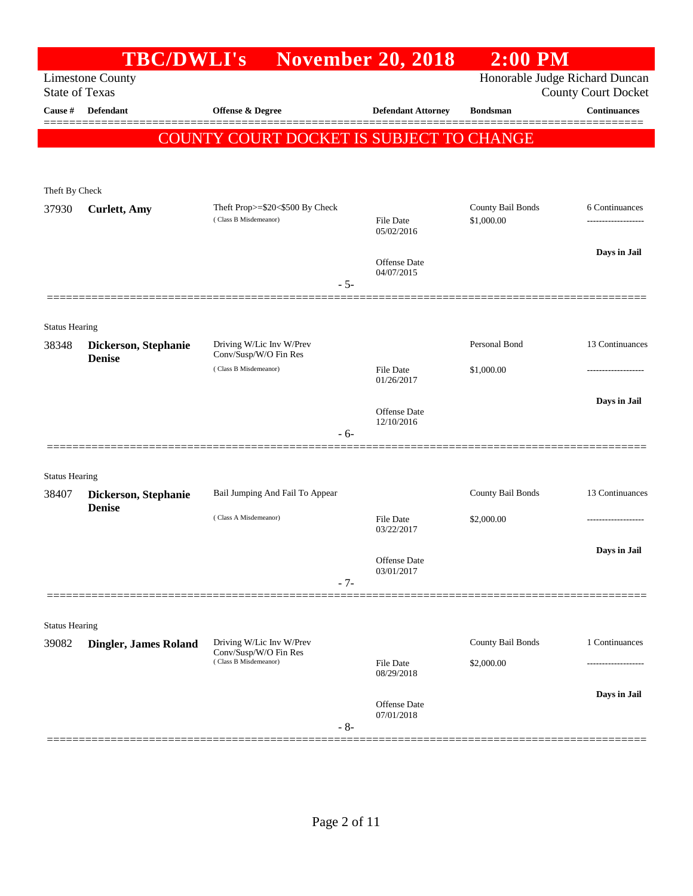# TBC/DWLI's November 20, 2018 2:00 PM

Limestone County
State of Texas

Honorable Judge Richard Duncan
County Court Docket

| Cause # | Defendant | Offense & Degree | Defendant Attorney | Bondsman | Continuances |
|---|---|---|---|---|---|

**COUNTY COURT DOCKET IS SUBJECT TO CHANGE**

Theft By Check

| Cause # | Defendant | Offense & Degree | Defendant Attorney | Bondsman | Continuances |
|---|---|---|---|---|---|
| 37930 | **Curlett, Amy** | Theft Prop>=$20<$500 By Check (Class B Misdemeanor) | File Date 05/02/2016<br>Offense Date 04/07/2015 | County Bail Bonds<br>$1,000.00 | 6 Continuances<br>-------------------<br>Days in Jail |

- 5-

Status Hearing

| Cause # | Defendant | Offense & Degree | Defendant Attorney | Bondsman | Continuances |
|---|---|---|---|---|---|
| 38348 | **Dickerson, Stephanie Denise** | Driving W/Lic Inv W/Prev Conv/Susp/W/O Fin Res (Class B Misdemeanor) | File Date 01/26/2017<br>Offense Date 12/10/2016 | Personal Bond<br>$1,000.00 | 13 Continuances<br>-------------------<br>Days in Jail |

- 6-

Status Hearing

| Cause # | Defendant | Offense & Degree | Defendant Attorney | Bondsman | Continuances |
|---|---|---|---|---|---|
| 38407 | **Dickerson, Stephanie Denise** | Bail Jumping And Fail To Appear (Class A Misdemeanor) | File Date 03/22/2017<br>Offense Date 03/01/2017 | County Bail Bonds<br>$2,000.00 | 13 Continuances<br>-------------------<br>Days in Jail |

- 7-

Status Hearing

| Cause # | Defendant | Offense & Degree | Defendant Attorney | Bondsman | Continuances |
|---|---|---|---|---|---|
| 39082 | **Dingler, James Roland** | Driving W/Lic Inv W/Prev Conv/Susp/W/O Fin Res (Class B Misdemeanor) | File Date 08/29/2018<br>Offense Date 07/01/2018 | County Bail Bonds<br>$2,000.00 | 1 Continuances<br>-------------------<br>Days in Jail |

- 8-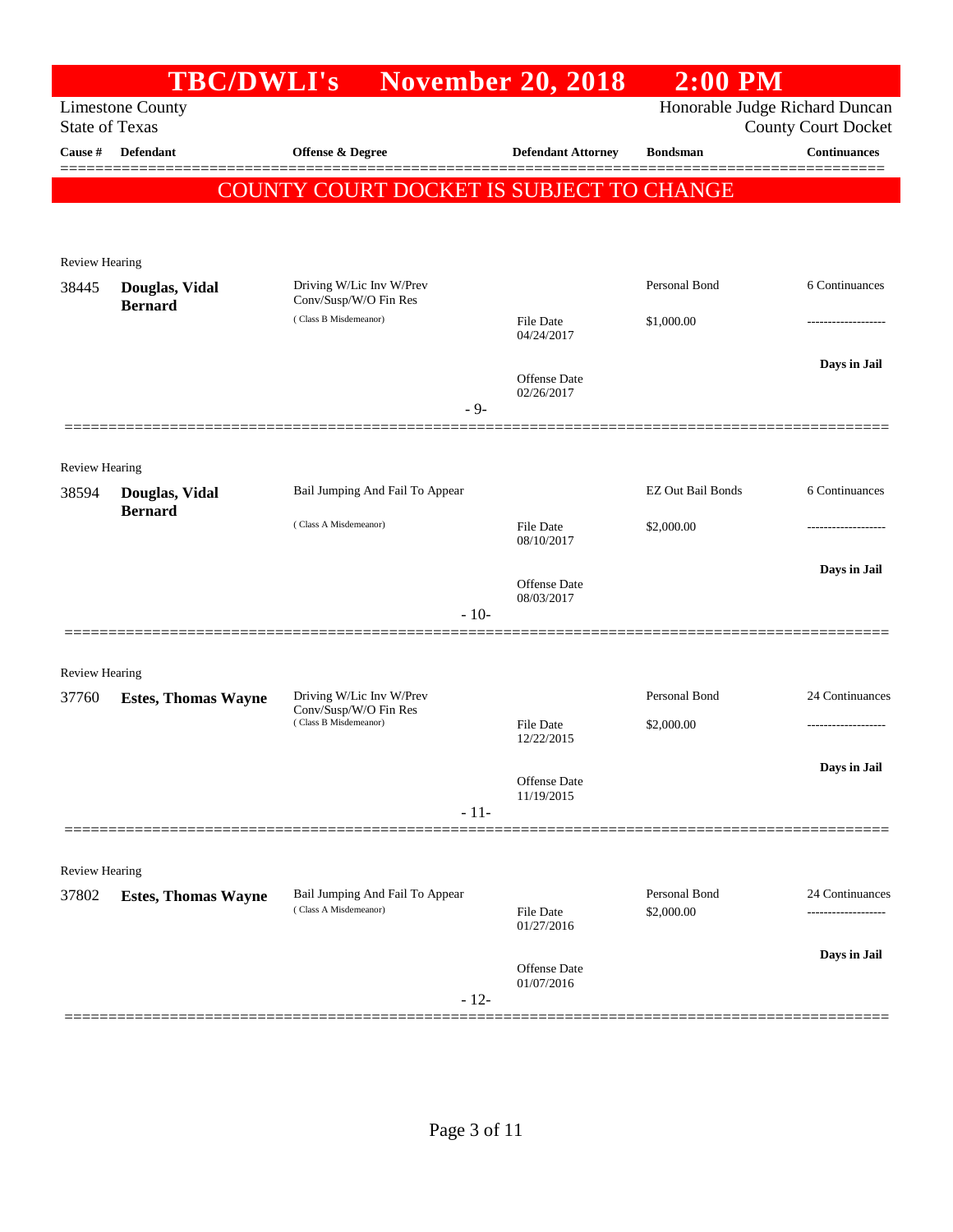# TBC/DWLI's November 20, 2018 2:00 PM

Limestone County
State of Texas

Honorable Judge Richard Duncan
County Court Docket

| Cause # | Defendant | Offense & Degree | Defendant Attorney | Bondsman | Continuances |
|---|---|---|---|---|---|

**COUNTY COURT DOCKET IS SUBJECT TO CHANGE**

Review Hearing

| Cause # | Defendant | Offense & Degree | Defendant Attorney | Bondsman | Continuances |
|---|---|---|---|---|---|
| 38445 | **Douglas, Vidal Bernard** | Driving W/Lic Inv W/Prev Conv/Susp/W/O Fin Res (Class B Misdemeanor) | File Date 04/24/2017 | Personal Bond $1,000.00 | 6 Continuances |
| | | | Offense Date 02/26/2017 | | **Days in Jail** |

- 9-

Review Hearing

| Cause # | Defendant | Offense & Degree | Defendant Attorney | Bondsman | Continuances |
|---|---|---|---|---|---|
| 38594 | **Douglas, Vidal Bernard** | Bail Jumping And Fail To Appear (Class A Misdemeanor) | File Date 08/10/2017 | EZ Out Bail Bonds $2,000.00 | 6 Continuances |
| | | | Offense Date 08/03/2017 | | **Days in Jail** |

- 10-

Review Hearing

| Cause # | Defendant | Offense & Degree | Defendant Attorney | Bondsman | Continuances |
|---|---|---|---|---|---|
| 37760 | **Estes, Thomas Wayne** | Driving W/Lic Inv W/Prev Conv/Susp/W/O Fin Res (Class B Misdemeanor) | File Date 12/22/2015 | Personal Bond $2,000.00 | 24 Continuances |
| | | | Offense Date 11/19/2015 | | **Days in Jail** |

- 11-

Review Hearing

| Cause # | Defendant | Offense & Degree | Defendant Attorney | Bondsman | Continuances |
|---|---|---|---|---|---|
| 37802 | **Estes, Thomas Wayne** | Bail Jumping And Fail To Appear (Class A Misdemeanor) | File Date 01/27/2016 | Personal Bond $2,000.00 | 24 Continuances |
| | | | Offense Date 01/07/2016 | | **Days in Jail** |

- 12-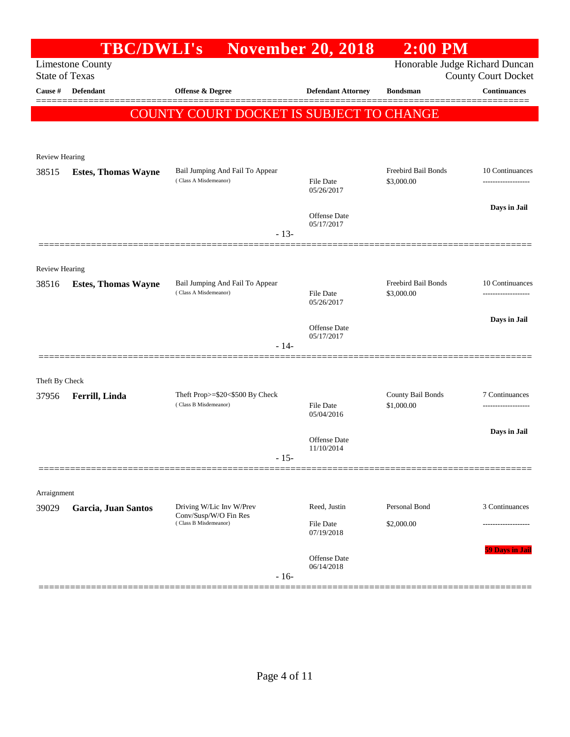# TBC/DWLI's November 20, 2018 2:00 PM

Limestone County
State of Texas

Honorable Judge Richard Duncan
County Court Docket

**COUNTY COURT DOCKET IS SUBJECT TO CHANGE**

| Cause # | Defendant | Offense & Degree | Defendant Attorney | Bondsman | Continuances |
|---|---|---|---|---|---|
| **Review Hearing** | | | | | |
| 38515 | **Estes, Thomas Wayne** | Bail Jumping And Fail To Appear (Class A Misdemeanor) | File Date 05/26/2017; Offense Date 05/17/2017 | Freebird Bail Bonds $3,000.00 | 10 Continuances; Days in Jail |
| | | - 13- | | | |
| **Review Hearing** | | | | | |
| 38516 | **Estes, Thomas Wayne** | Bail Jumping And Fail To Appear (Class A Misdemeanor) | File Date 05/26/2017; Offense Date 05/17/2017 | Freebird Bail Bonds $3,000.00 | 10 Continuances; Days in Jail |
| | | - 14- | | | |
| **Theft By Check** | | | | | |
| 37956 | **Ferrill, Linda** | Theft Prop>=$20<$500 By Check (Class B Misdemeanor) | File Date 05/04/2016; Offense Date 11/10/2014 | County Bail Bonds $1,000.00 | 7 Continuances; Days in Jail |
| | | - 15- | | | |
| **Arraignment** | | | | | |
| 39029 | **Garcia, Juan Santos** | Driving W/Lic Inv W/Prev Conv/Susp/W/O Fin Res (Class B Misdemeanor) | Reed, Justin; File Date 07/19/2018; Offense Date 06/14/2018 | Personal Bond $2,000.00 | 3 Continuances; 59 Days in Jail |
| | | - 16- | | | |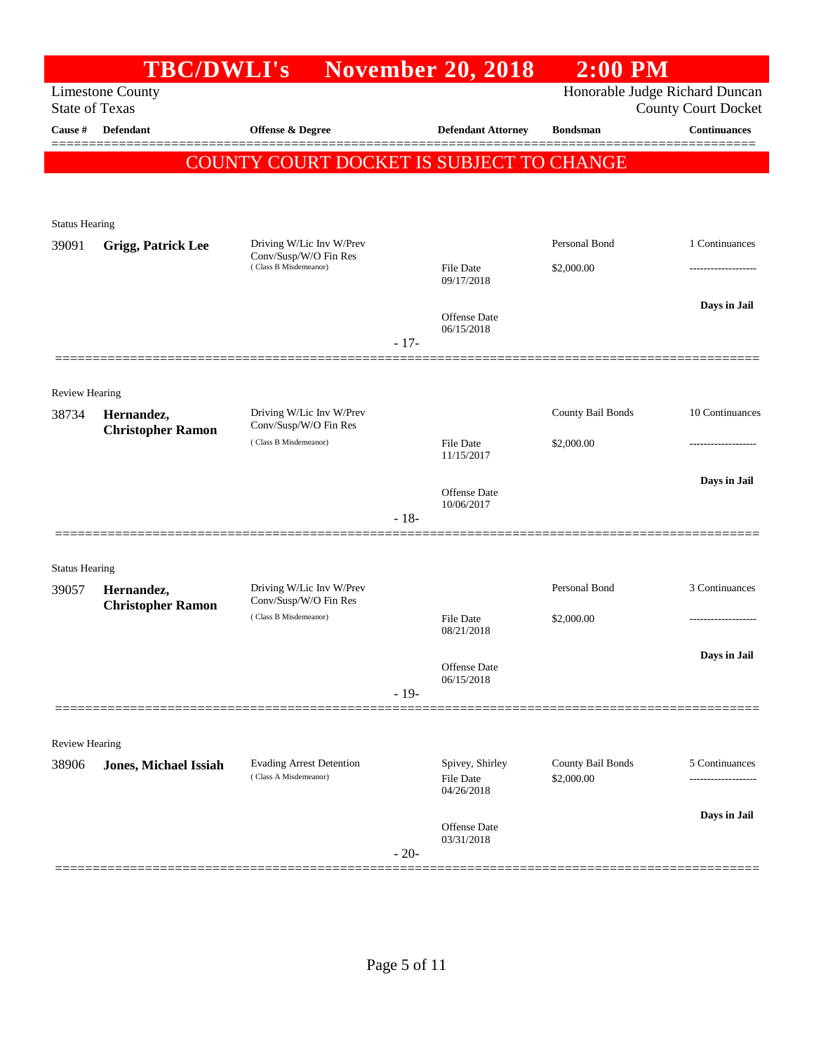# TBC/DWLI's November 20, 2018 2:00 PM

Limestone County
State of Texas

Honorable Judge Richard Duncan
County Court Docket

**COUNTY COURT DOCKET IS SUBJECT TO CHANGE**

| Cause # | Defendant | Offense & Degree | Defendant Attorney | Bondsman | Continuances |
|---|---|---|---|---|---|
| **Status Hearing** | | | | | |
| 39091 | **Grigg, Patrick Lee** | Driving W/Lic Inv W/Prev Conv/Susp/W/O Fin Res (Class B Misdemeanor) | File Date 09/17/2018<br>Offense Date 06/15/2018 | Personal Bond<br>$2,000.00 | 1 Continuances<br>-------------------<br>**Days in Jail** |
| | | | - 17- | | |
| **Review Hearing** | | | | | |
| 38734 | **Hernandez, Christopher Ramon** | Driving W/Lic Inv W/Prev Conv/Susp/W/O Fin Res (Class B Misdemeanor) | File Date 11/15/2017<br>Offense Date 10/06/2017 | County Bail Bonds<br>$2,000.00 | 10 Continuances<br>-------------------<br>**Days in Jail** |
| | | | - 18- | | |
| **Status Hearing** | | | | | |
| 39057 | **Hernandez, Christopher Ramon** | Driving W/Lic Inv W/Prev Conv/Susp/W/O Fin Res (Class B Misdemeanor) | File Date 08/21/2018<br>Offense Date 06/15/2018 | Personal Bond<br>$2,000.00 | 3 Continuances<br>-------------------<br>**Days in Jail** |
| | | | - 19- | | |
| **Review Hearing** | | | | | |
| 38906 | **Jones, Michael Issiah** | Evading Arrest Detention (Class A Misdemeanor) | Spivey, Shirley<br>File Date 04/26/2018<br>Offense Date 03/31/2018 | County Bail Bonds<br>$2,000.00 | 5 Continuances<br>-------------------<br>**Days in Jail** |
| | | | - 20- | | |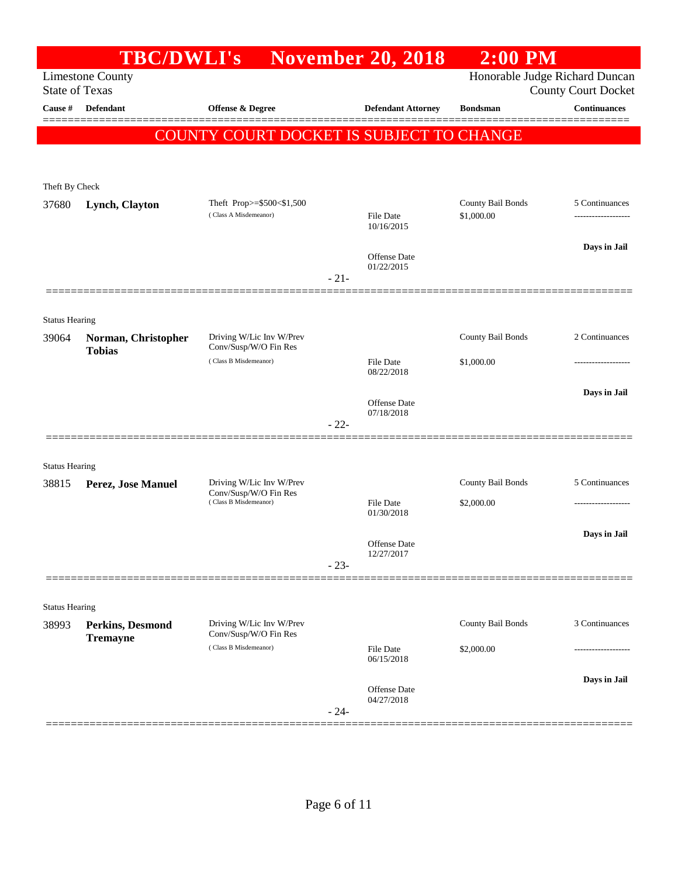# TBC/DWLI's November 20, 2018 2:00 PM

Limestone County
State of Texas

Honorable Judge Richard Duncan
County Court Docket

**COUNTY COURT DOCKET IS SUBJECT TO CHANGE**

| Cause # | Defendant | Offense & Degree | Defendant Attorney | Bondsman | Continuances |
|---|---|---|---|---|---|
| Theft By Check | | | | | |
| 37680 | **Lynch, Clayton** | Theft Prop>=$500<$1,500 (Class A Misdemeanor) | File Date 10/16/2015; Offense Date 01/22/2015 | County Bail Bonds $1,000.00 | 5 Continuances; Days in Jail |
| | | | - 21- | | |
| Status Hearing | | | | | |
| 39064 | **Norman, Christopher Tobias** | Driving W/Lic Inv W/Prev Conv/Susp/W/O Fin Res (Class B Misdemeanor) | File Date 08/22/2018; Offense Date 07/18/2018 | County Bail Bonds $1,000.00 | 2 Continuances; Days in Jail |
| | | | - 22- | | |
| Status Hearing | | | | | |
| 38815 | **Perez, Jose Manuel** | Driving W/Lic Inv W/Prev Conv/Susp/W/O Fin Res (Class B Misdemeanor) | File Date 01/30/2018; Offense Date 12/27/2017 | County Bail Bonds $2,000.00 | 5 Continuances; Days in Jail |
| | | | - 23- | | |
| Status Hearing | | | | | |
| 38993 | **Perkins, Desmond Tremayne** | Driving W/Lic Inv W/Prev Conv/Susp/W/O Fin Res (Class B Misdemeanor) | File Date 06/15/2018; Offense Date 04/27/2018 | County Bail Bonds $2,000.00 | 3 Continuances; Days in Jail |
| | | | - 24- | | |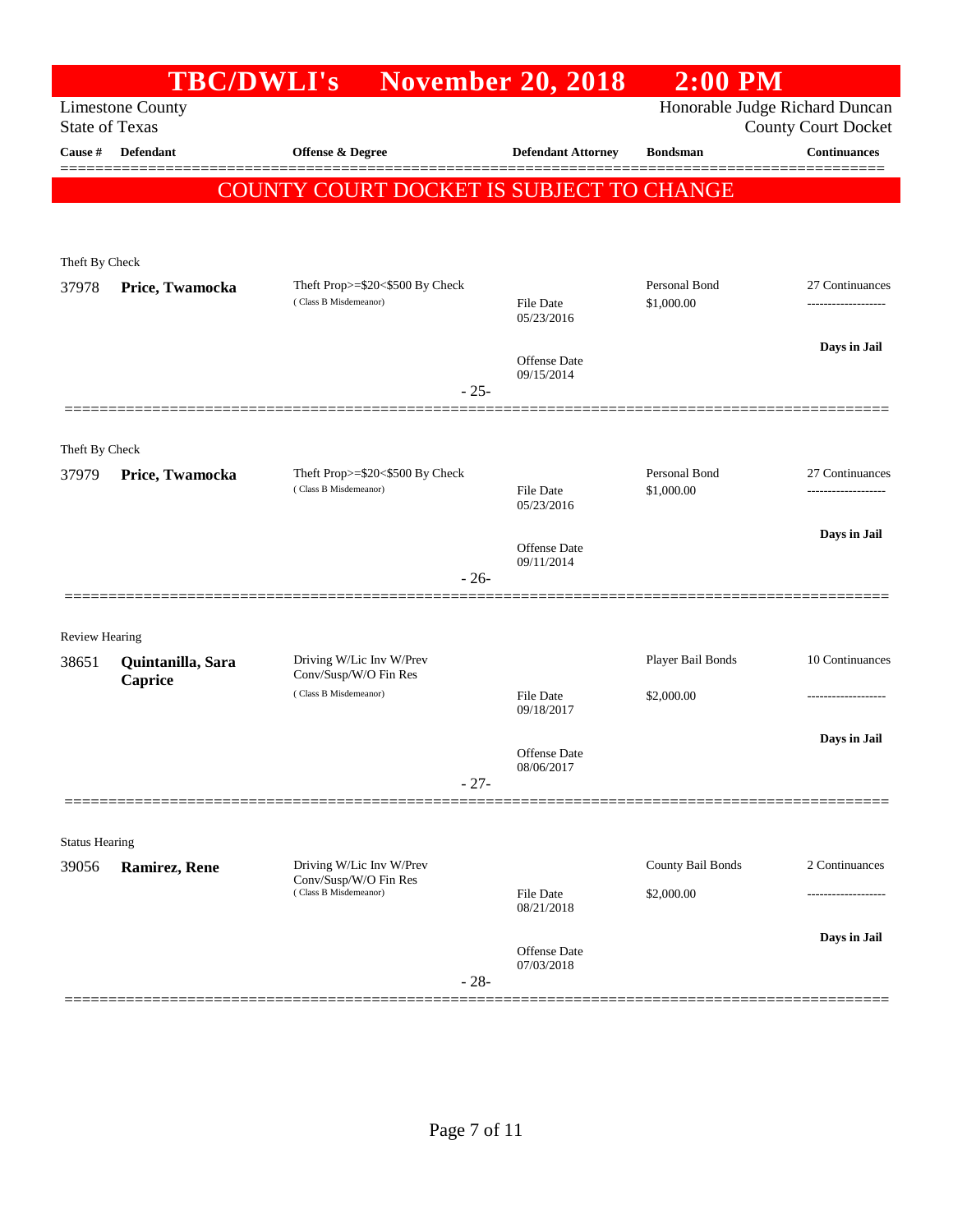# TBC/DWLI's November 20, 2018 2:00 PM

Limestone County
State of Texas

Honorable Judge Richard Duncan
County Court Docket

| Cause # | Defendant | Offense & Degree | Defendant Attorney | Bondsman | Continuances |
|---|---|---|---|---|---|

**COUNTY COURT DOCKET IS SUBJECT TO CHANGE**

---

Theft By Check

| Cause # | Defendant | Offense & Degree | Defendant Attorney | Bondsman | Continuances |
|---|---|---|---|---|---|
| 37978 | **Price, Twamocka** | Theft Prop>=$20<$500 By Check (Class B Misdemeanor) | File Date 05/23/2016 | Personal Bond $1,000.00 | 27 Continuances |
| | | | Offense Date 09/15/2014 | | **Days in Jail** |

- 25-

---

Theft By Check

| Cause # | Defendant | Offense & Degree | Defendant Attorney | Bondsman | Continuances |
|---|---|---|---|---|---|
| 37979 | **Price, Twamocka** | Theft Prop>=$20<$500 By Check (Class B Misdemeanor) | File Date 05/23/2016 | Personal Bond $1,000.00 | 27 Continuances |
| | | | Offense Date 09/11/2014 | | **Days in Jail** |

- 26-

---

Review Hearing

| Cause # | Defendant | Offense & Degree | Defendant Attorney | Bondsman | Continuances |
|---|---|---|---|---|---|
| 38651 | **Quintanilla, Sara Caprice** | Driving W/Lic Inv W/Prev Conv/Susp/W/O Fin Res (Class B Misdemeanor) | File Date 09/18/2017 | Player Bail Bonds $2,000.00 | 10 Continuances |
| | | | Offense Date 08/06/2017 | | **Days in Jail** |

- 27-

---

Status Hearing

| Cause # | Defendant | Offense & Degree | Defendant Attorney | Bondsman | Continuances |
|---|---|---|---|---|---|
| 39056 | **Ramirez, Rene** | Driving W/Lic Inv W/Prev Conv/Susp/W/O Fin Res (Class B Misdemeanor) | File Date 08/21/2018 | County Bail Bonds $2,000.00 | 2 Continuances |
| | | | Offense Date 07/03/2018 | | **Days in Jail** |

- 28-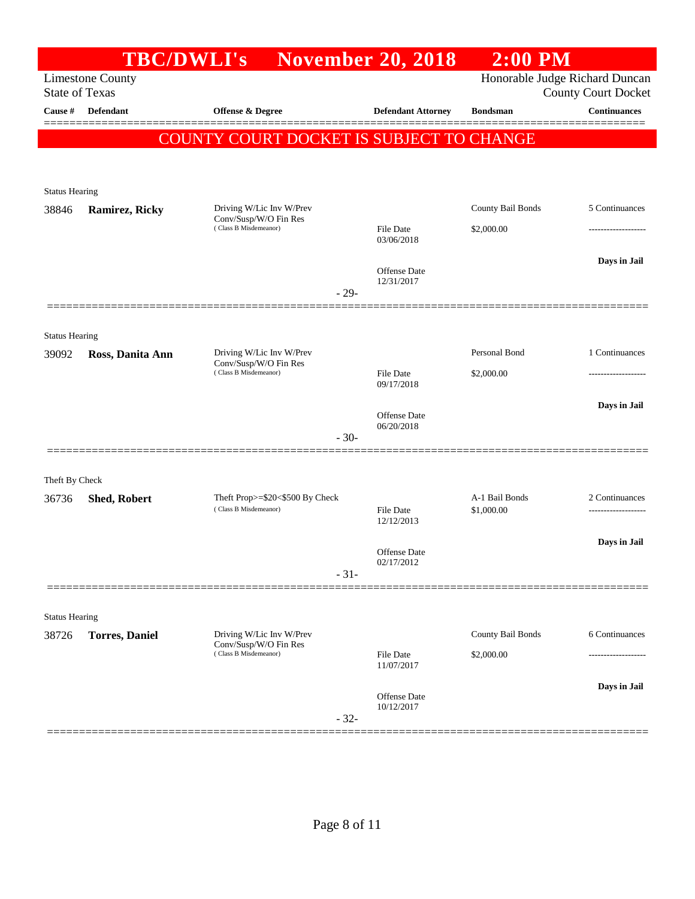# TBC/DWLI's November 20, 2018 2:00 PM

Limestone County
State of Texas

Honorable Judge Richard Duncan
County Court Docket

| Cause # | Defendant | Offense & Degree | Defendant Attorney | Bondsman | Continuances |
|---|---|---|---|---|---|

**COUNTY COURT DOCKET IS SUBJECT TO CHANGE**

Status Hearing

| Cause # | Defendant | Offense & Degree | Defendant Attorney | Bondsman | Continuances |
|---|---|---|---|---|---|
| 38846 | **Ramirez, Ricky** | Driving W/Lic Inv W/Prev Conv/Susp/W/O Fin Res (Class B Misdemeanor) | File Date 03/06/2018<br>Offense Date 12/31/2017 | County Bail Bonds<br>$2,000.00 | 5 Continuances<br>-------------------<br>**Days in Jail** |

- 29-

Status Hearing

| Cause # | Defendant | Offense & Degree | Defendant Attorney | Bondsman | Continuances |
|---|---|---|---|---|---|
| 39092 | **Ross, Danita Ann** | Driving W/Lic Inv W/Prev Conv/Susp/W/O Fin Res (Class B Misdemeanor) | File Date 09/17/2018<br>Offense Date 06/20/2018 | Personal Bond<br>$2,000.00 | 1 Continuances<br>-------------------<br>**Days in Jail** |

- 30-

Theft By Check

| Cause # | Defendant | Offense & Degree | Defendant Attorney | Bondsman | Continuances |
|---|---|---|---|---|---|
| 36736 | **Shed, Robert** | Theft Prop>=$20<$500 By Check (Class B Misdemeanor) | File Date 12/12/2013<br>Offense Date 02/17/2012 | A-1 Bail Bonds<br>$1,000.00 | 2 Continuances<br>-------------------<br>**Days in Jail** |

- 31-

Status Hearing

| Cause # | Defendant | Offense & Degree | Defendant Attorney | Bondsman | Continuances |
|---|---|---|---|---|---|
| 38726 | **Torres, Daniel** | Driving W/Lic Inv W/Prev Conv/Susp/W/O Fin Res (Class B Misdemeanor) | File Date 11/07/2017<br>Offense Date 10/12/2017 | County Bail Bonds<br>$2,000.00 | 6 Continuances<br>-------------------<br>**Days in Jail** |

- 32-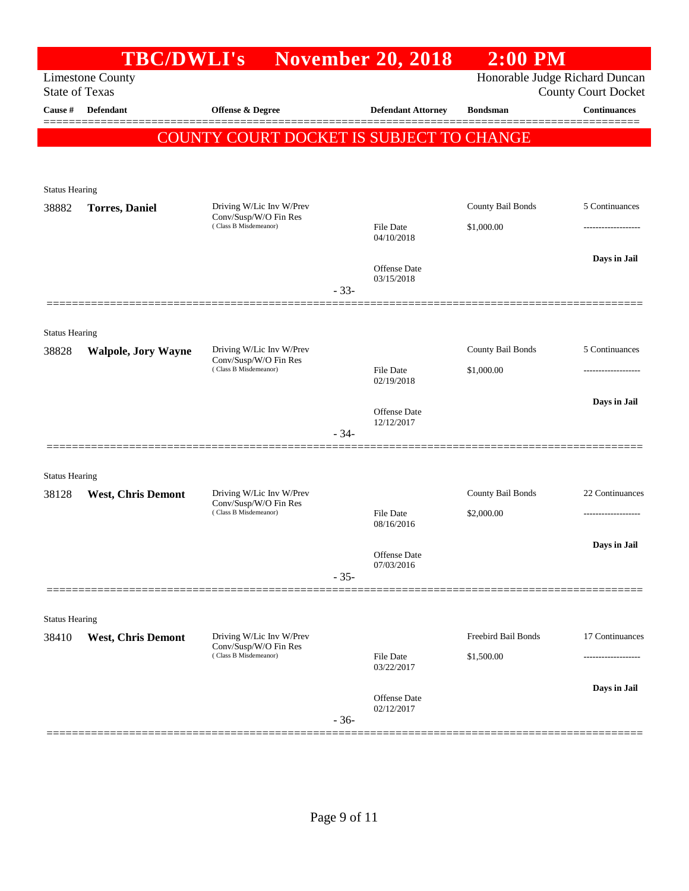# TBC/DWLI's November 20, 2018 2:00 PM

Limestone County
State of Texas

Honorable Judge Richard Duncan
County Court Docket

| Cause # | Defendant | Offense & Degree | Defendant Attorney | Bondsman | Continuances |
|---|---|---|---|---|---|

**COUNTY COURT DOCKET IS SUBJECT TO CHANGE**

Status Hearing

| Cause # | Defendant | Offense & Degree | Defendant Attorney | Bondsman | Continuances |
|---|---|---|---|---|---|
| 38882 | **Torres, Daniel** | Driving W/Lic Inv W/Prev Conv/Susp/W/O Fin Res (Class B Misdemeanor) | File Date 04/10/2018<br>Offense Date 03/15/2018 | County Bail Bonds<br>$1,000.00 | 5 Continuances<br>-------------------<br>**Days in Jail** |

- 33-

Status Hearing

| Cause # | Defendant | Offense & Degree | Defendant Attorney | Bondsman | Continuances |
|---|---|---|---|---|---|
| 38828 | **Walpole, Jory Wayne** | Driving W/Lic Inv W/Prev Conv/Susp/W/O Fin Res (Class B Misdemeanor) | File Date 02/19/2018<br>Offense Date 12/12/2017 | County Bail Bonds<br>$1,000.00 | 5 Continuances<br>-------------------<br>**Days in Jail** |

- 34-

Status Hearing

| Cause # | Defendant | Offense & Degree | Defendant Attorney | Bondsman | Continuances |
|---|---|---|---|---|---|
| 38128 | **West, Chris Demont** | Driving W/Lic Inv W/Prev Conv/Susp/W/O Fin Res (Class B Misdemeanor) | File Date 08/16/2016<br>Offense Date 07/03/2016 | County Bail Bonds<br>$2,000.00 | 22 Continuances<br>-------------------<br>**Days in Jail** |

- 35-

Status Hearing

| Cause # | Defendant | Offense & Degree | Defendant Attorney | Bondsman | Continuances |
|---|---|---|---|---|---|
| 38410 | **West, Chris Demont** | Driving W/Lic Inv W/Prev Conv/Susp/W/O Fin Res (Class B Misdemeanor) | File Date 03/22/2017<br>Offense Date 02/12/2017 | Freebird Bail Bonds<br>$1,500.00 | 17 Continuances<br>-------------------<br>**Days in Jail** |

- 36-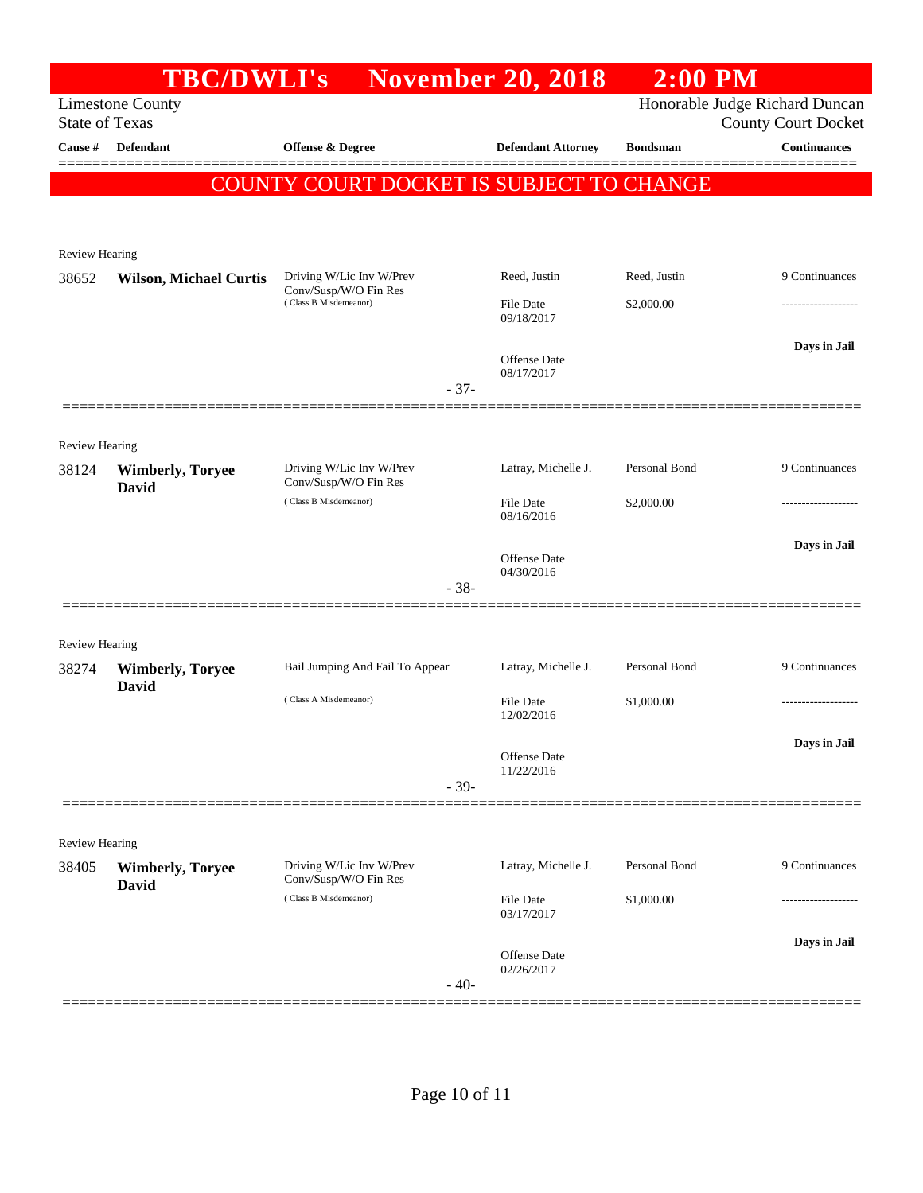# TBC/DWLI's November 20, 2018 2:00 PM

Limestone County
State of Texas

Honorable Judge Richard Duncan
County Court Docket

| Cause # | Defendant | Offense & Degree | Defendant Attorney | Bondsman | Continuances |
|---|---|---|---|---|---|

**COUNTY COURT DOCKET IS SUBJECT TO CHANGE**

Review Hearing

| Cause # | Defendant | Offense & Degree | Defendant Attorney | Bondsman | Continuances |
|---|---|---|---|---|---|
| 38652 | **Wilson, Michael Curtis** | Driving W/Lic Inv W/Prev Conv/Susp/W/O Fin Res (Class B Misdemeanor) | Reed, Justin | Reed, Justin | 9 Continuances |
| | | | File Date 09/18/2017 | $2,000.00 | ------------------- |
| | | | Offense Date 08/17/2017 | | **Days in Jail** |

- 37-

Review Hearing

| Cause # | Defendant | Offense & Degree | Defendant Attorney | Bondsman | Continuances |
|---|---|---|---|---|---|
| 38124 | **Wimberly, Toryee David** | Driving W/Lic Inv W/Prev Conv/Susp/W/O Fin Res (Class B Misdemeanor) | Latray, Michelle J. | Personal Bond | 9 Continuances |
| | | | File Date 08/16/2016 | $2,000.00 | ------------------- |
| | | | Offense Date 04/30/2016 | | **Days in Jail** |

- 38-

Review Hearing

| Cause # | Defendant | Offense & Degree | Defendant Attorney | Bondsman | Continuances |
|---|---|---|---|---|---|
| 38274 | **Wimberly, Toryee David** | Bail Jumping And Fail To Appear (Class A Misdemeanor) | Latray, Michelle J. | Personal Bond | 9 Continuances |
| | | | File Date 12/02/2016 | $1,000.00 | ------------------- |
| | | | Offense Date 11/22/2016 | | **Days in Jail** |

- 39-

Review Hearing

| Cause # | Defendant | Offense & Degree | Defendant Attorney | Bondsman | Continuances |
|---|---|---|---|---|---|
| 38405 | **Wimberly, Toryee David** | Driving W/Lic Inv W/Prev Conv/Susp/W/O Fin Res (Class B Misdemeanor) | Latray, Michelle J. | Personal Bond | 9 Continuances |
| | | | File Date 03/17/2017 | $1,000.00 | ------------------- |
| | | | Offense Date 02/26/2017 | | **Days in Jail** |

- 40-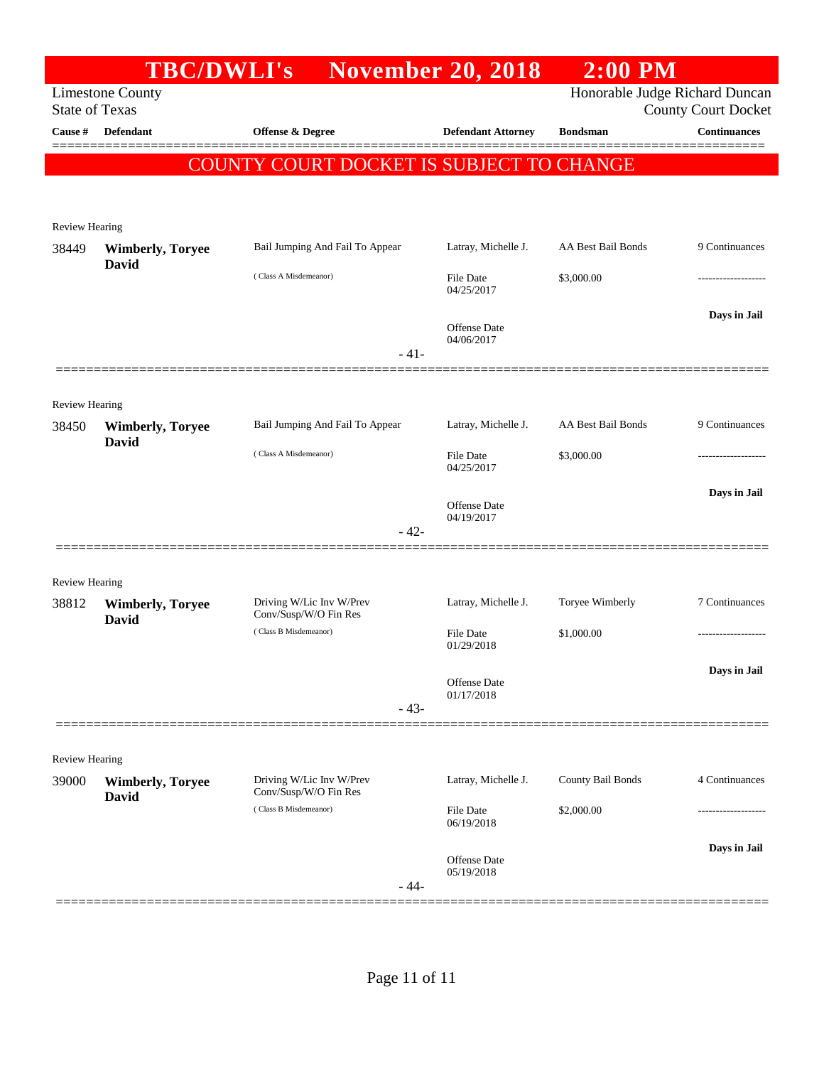# TBC/DWLI's November 20, 2018 2:00 PM

Limestone County
State of Texas

Honorable Judge Richard Duncan
County Court Docket

**COUNTY COURT DOCKET IS SUBJECT TO CHANGE**

| Cause # | Defendant | Offense & Degree | Defendant Attorney | Bondsman | Continuances |
|---|---|---|---|---|---|
| Review Hearing | | | | | |
| 38449 | **Wimberly, Toryee David** | Bail Jumping And Fail To Appear (Class A Misdemeanor) | Latray, Michelle J. File Date 04/25/2017 Offense Date 04/06/2017 | AA Best Bail Bonds $3,000.00 | 9 Continuances ------------------- **Days in Jail** |
| | | - 41- | | | |
| Review Hearing | | | | | |
| 38450 | **Wimberly, Toryee David** | Bail Jumping And Fail To Appear (Class A Misdemeanor) | Latray, Michelle J. File Date 04/25/2017 Offense Date 04/19/2017 | AA Best Bail Bonds $3,000.00 | 9 Continuances ------------------- **Days in Jail** |
| | | - 42- | | | |
| Review Hearing | | | | | |
| 38812 | **Wimberly, Toryee David** | Driving W/Lic Inv W/Prev Conv/Susp/W/O Fin Res (Class B Misdemeanor) | Latray, Michelle J. File Date 01/29/2018 Offense Date 01/17/2018 | Toryee Wimberly $1,000.00 | 7 Continuances ------------------- **Days in Jail** |
| | | - 43- | | | |
| Review Hearing | | | | | |
| 39000 | **Wimberly, Toryee David** | Driving W/Lic Inv W/Prev Conv/Susp/W/O Fin Res (Class B Misdemeanor) | Latray, Michelle J. File Date 06/19/2018 Offense Date 05/19/2018 | County Bail Bonds $2,000.00 | 4 Continuances ------------------- **Days in Jail** |
| | | - 44- | | | |